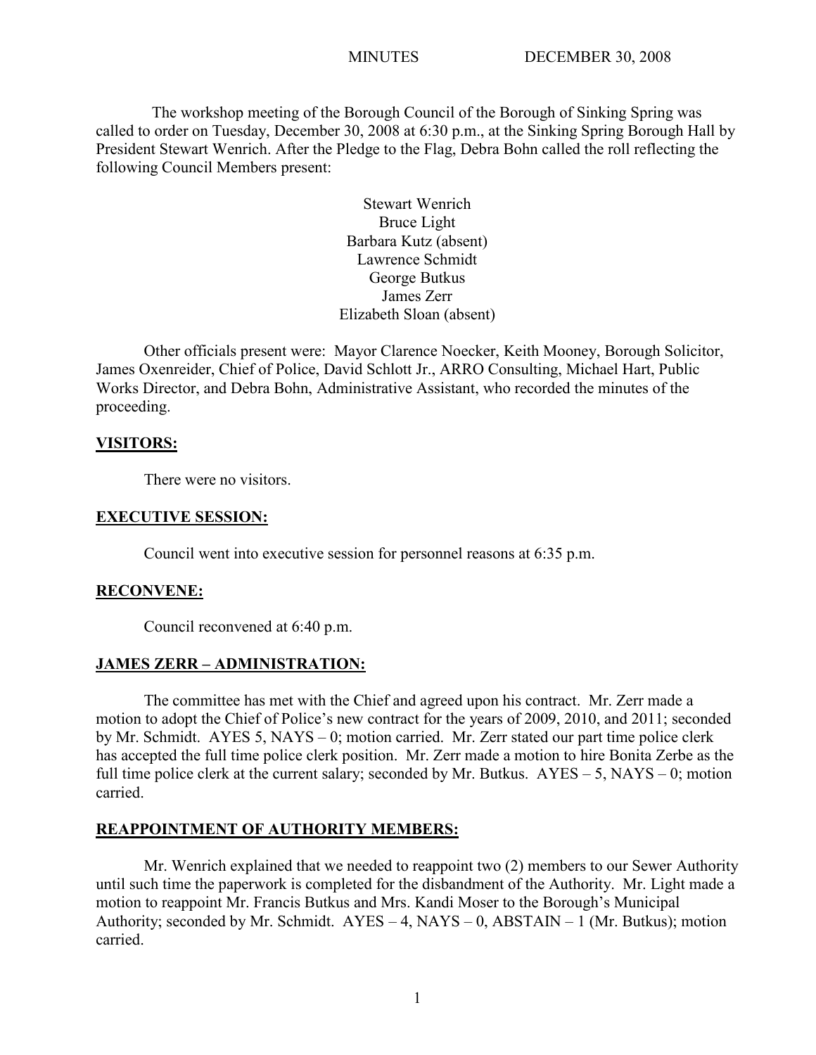MINUTES DECEMBER 30, 2008

The workshop meeting of the Borough Council of the Borough of Sinking Spring was called to order on Tuesday, December 30, 2008 at 6:30 p.m., at the Sinking Spring Borough Hall by President Stewart Wenrich. After the Pledge to the Flag, Debra Bohn called the roll reflecting the following Council Members present:

Stewart Wenrich
Bruce Light
Barbara Kutz (absent)
Lawrence Schmidt
George Butkus
James Zerr
Elizabeth Sloan (absent)

Other officials present were: Mayor Clarence Noecker, Keith Mooney, Borough Solicitor, James Oxenreider, Chief of Police, David Schlott Jr., ARRO Consulting, Michael Hart, Public Works Director, and Debra Bohn, Administrative Assistant, who recorded the minutes of the proceeding.

**VISITORS:**

There were no visitors.

**EXECUTIVE SESSION:**

Council went into executive session for personnel reasons at 6:35 p.m.

**RECONVENE:**

Council reconvened at 6:40 p.m.

**JAMES ZERR – ADMINISTRATION:**

The committee has met with the Chief and agreed upon his contract. Mr. Zerr made a motion to adopt the Chief of Police's new contract for the years of 2009, 2010, and 2011; seconded by Mr. Schmidt. AYES 5, NAYS – 0; motion carried. Mr. Zerr stated our part time police clerk has accepted the full time police clerk position. Mr. Zerr made a motion to hire Bonita Zerbe as the full time police clerk at the current salary; seconded by Mr. Butkus. AYES – 5, NAYS – 0; motion carried.

**REAPPOINTMENT OF AUTHORITY MEMBERS:**

Mr. Wenrich explained that we needed to reappoint two (2) members to our Sewer Authority until such time the paperwork is completed for the disbandment of the Authority. Mr. Light made a motion to reappoint Mr. Francis Butkus and Mrs. Kandi Moser to the Borough's Municipal Authority; seconded by Mr. Schmidt. AYES – 4, NAYS – 0, ABSTAIN – 1 (Mr. Butkus); motion carried.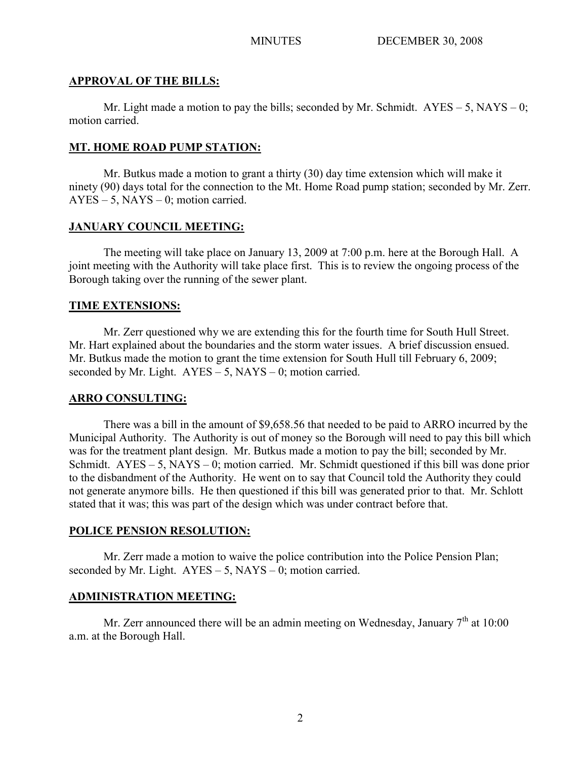## APPROVAL OF THE BILLS:

Mr. Light made a motion to pay the bills; seconded by Mr. Schmidt. AYES – 5, NAYS – 0; motion carried.

## MT. HOME ROAD PUMP STATION:

Mr. Butkus made a motion to grant a thirty (30) day time extension which will make it ninety (90) days total for the connection to the Mt. Home Road pump station; seconded by Mr. Zerr. AYES – 5, NAYS – 0; motion carried.

## JANUARY COUNCIL MEETING:

The meeting will take place on January 13, 2009 at 7:00 p.m. here at the Borough Hall. A joint meeting with the Authority will take place first. This is to review the ongoing process of the Borough taking over the running of the sewer plant.

## TIME EXTENSIONS:

Mr. Zerr questioned why we are extending this for the fourth time for South Hull Street. Mr. Hart explained about the boundaries and the storm water issues. A brief discussion ensued. Mr. Butkus made the motion to grant the time extension for South Hull till February 6, 2009; seconded by Mr. Light. AYES – 5, NAYS – 0; motion carried.

## ARRO CONSULTING:

There was a bill in the amount of $9,658.56 that needed to be paid to ARRO incurred by the Municipal Authority. The Authority is out of money so the Borough will need to pay this bill which was for the treatment plant design. Mr. Butkus made a motion to pay the bill; seconded by Mr. Schmidt. AYES – 5, NAYS – 0; motion carried. Mr. Schmidt questioned if this bill was done prior to the disbandment of the Authority. He went on to say that Council told the Authority they could not generate anymore bills. He then questioned if this bill was generated prior to that. Mr. Schlott stated that it was; this was part of the design which was under contract before that.

## POLICE PENSION RESOLUTION:

Mr. Zerr made a motion to waive the police contribution into the Police Pension Plan; seconded by Mr. Light. AYES – 5, NAYS – 0; motion carried.

## ADMINISTRATION MEETING:

Mr. Zerr announced there will be an admin meeting on Wednesday, January 7th at 10:00 a.m. at the Borough Hall.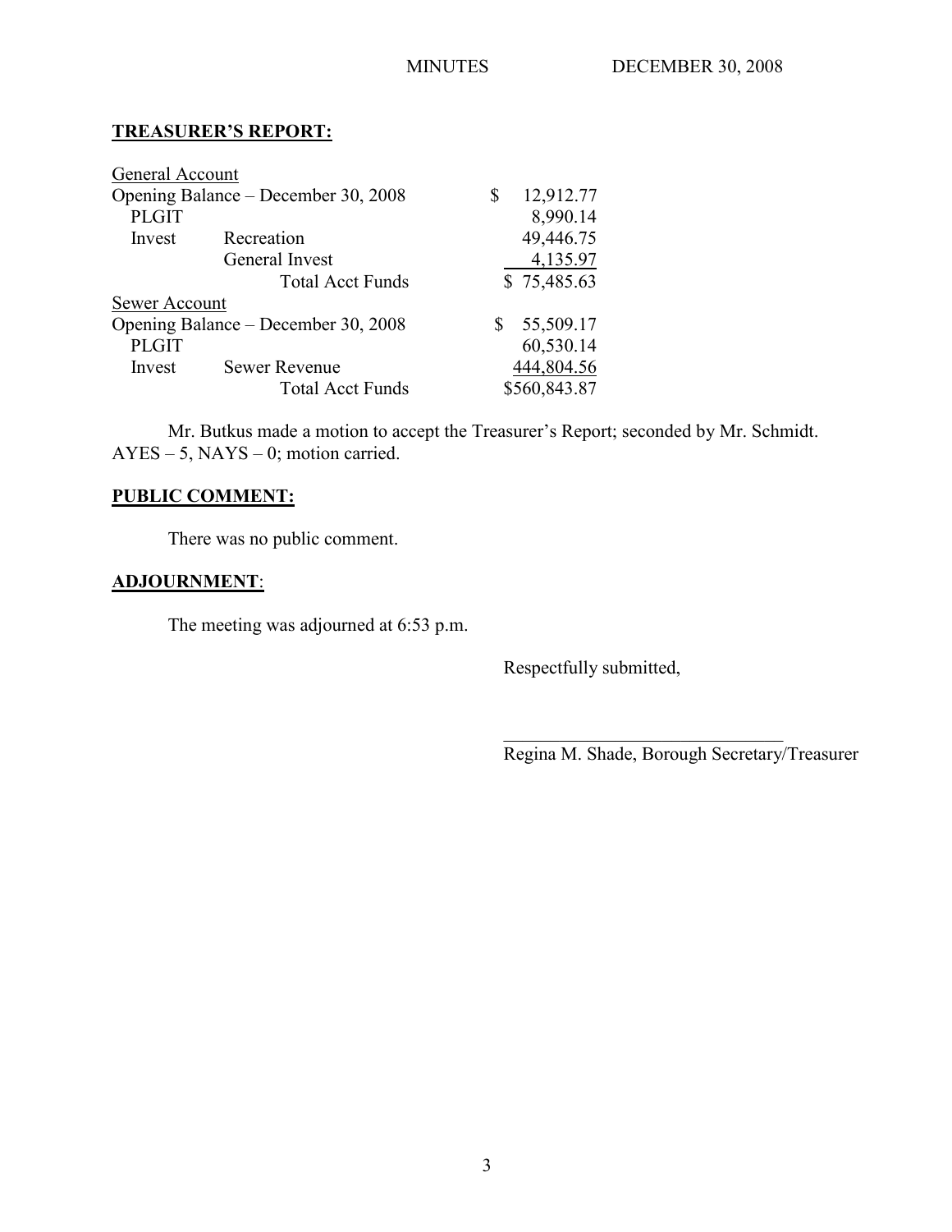**TREASURER'S REPORT:**

| | | |
|---|---|---|
| General Account | | |
| Opening Balance – December 30, 2008 | | $ 12,912.77 |
| PLGIT | | 8,990.14 |
| Invest | Recreation | 49,446.75 |
| | General Invest | 4,135.97 |
| | Total Acct Funds | $ 75,485.63 |
| Sewer Account | | |
| Opening Balance – December 30, 2008 | | $ 55,509.17 |
| PLGIT | | 60,530.14 |
| Invest | Sewer Revenue | 444,804.56 |
| | Total Acct Funds | $560,843.87 |

Mr. Butkus made a motion to accept the Treasurer's Report; seconded by Mr. Schmidt. AYES – 5, NAYS – 0; motion carried.

**PUBLIC COMMENT:**

There was no public comment.

**ADJOURNMENT**:

The meeting was adjourned at 6:53 p.m.

Respectfully submitted,

______________________________

Regina M. Shade, Borough Secretary/Treasurer